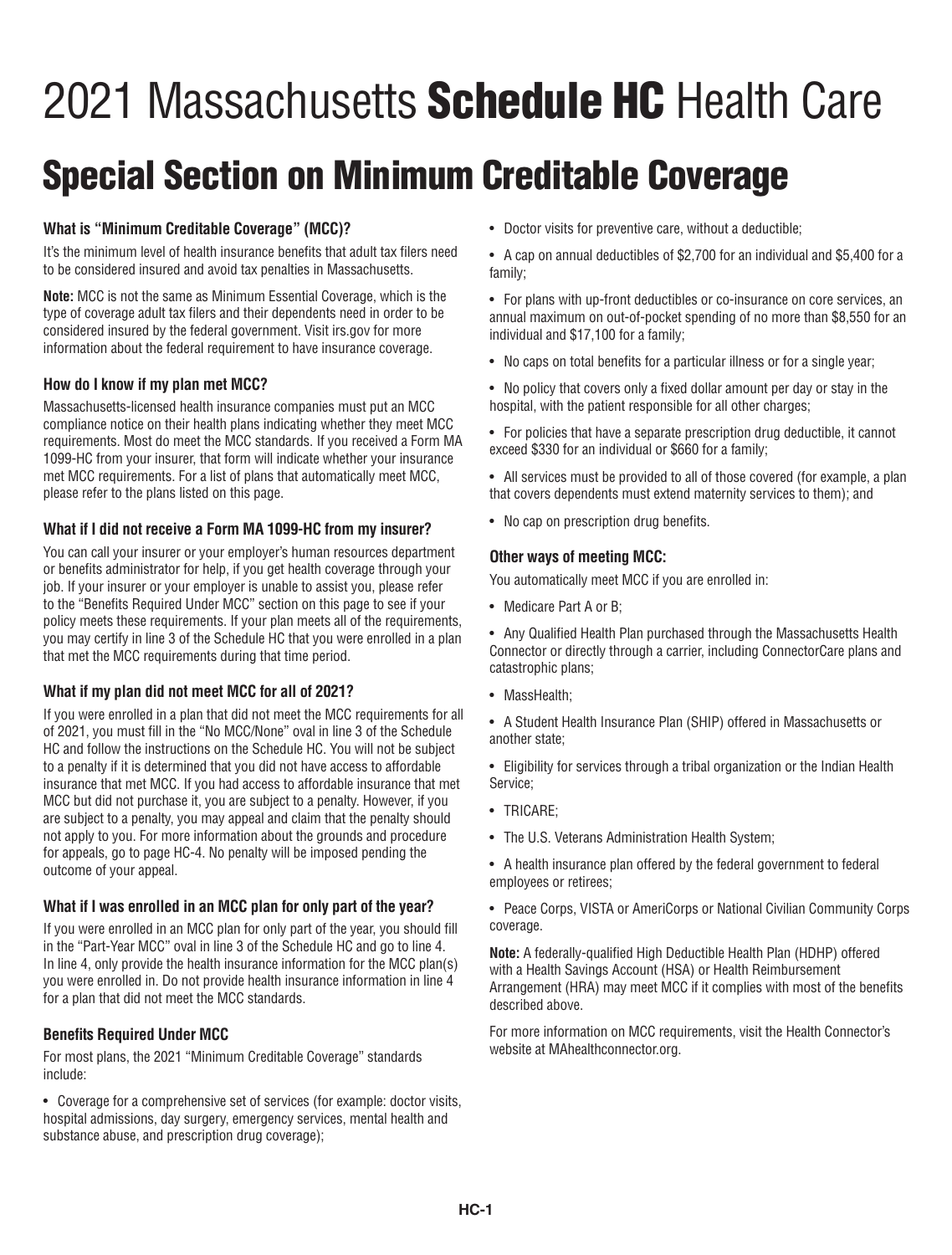# 2021 Massachusetts **Schedule HC** Health Care

## Special Section on Minimum Creditable Coverage

### What is "Minimum Creditable Coverage" (MCC)?

It's the minimum level of health insurance benefits that adult tax filers need to be considered insured and avoid tax penalties in Massachusetts.

**Note:** MCC is not the same as Minimum Essential Coverage, which is the type of coverage adult tax filers and their dependents need in order to be considered insured by the federal government. Visit irs.gov for more information about the federal requirement to have insurance coverage.

### How do I know if my plan met MCC?

Massachusetts-licensed health insurance companies must put an MCC compliance notice on their health plans indicating whether they meet MCC requirements. Most do meet the MCC standards. If you received a Form MA 1099-HC from your insurer, that form will indicate whether your insurance met MCC requirements. For a list of plans that automatically meet MCC, please refer to the plans listed on this page.

### What if I did not receive a Form MA 1099-HC from my insurer?

You can call your insurer or your employer's human resources department or benefits administrator for help, if you get health coverage through your job. If your insurer or your employer is unable to assist you, please refer to the "Benefits Required Under MCC" section on this page to see if your policy meets these requirements. If your plan meets all of the requirements, you may certify in line 3 of the Schedule HC that you were enrolled in a plan that met the MCC requirements during that time period.

### What if my plan did not meet MCC for all of 2021?

If you were enrolled in a plan that did not meet the MCC requirements for all of 2021, you must fill in the "No MCC/None" oval in line 3 of the Schedule HC and follow the instructions on the Schedule HC. You will not be subject to a penalty if it is determined that you did not have access to affordable insurance that met MCC. If you had access to affordable insurance that met MCC but did not purchase it, you are subject to a penalty. However, if you are subject to a penalty, you may appeal and claim that the penalty should not apply to you. For more information about the grounds and procedure for appeals, go to page HC-4. No penalty will be imposed pending the outcome of your appeal.

### What if I was enrolled in an MCC plan for only part of the year?

If you were enrolled in an MCC plan for only part of the year, you should fill in the "Part-Year MCC" oval in line 3 of the Schedule HC and go to line 4. In line 4, only provide the health insurance information for the MCC plan(s) you were enrolled in. Do not provide health insurance information in line 4 for a plan that did not meet the MCC standards.

### Benefits Required Under MCC

For most plans, the 2021 "Minimum Creditable Coverage" standards include:

- Coverage for a comprehensive set of services (for example: doctor visits, hospital admissions, day surgery, emergency services, mental health and substance abuse, and prescription drug coverage);
- Doctor visits for preventive care, without a deductible;
- A cap on annual deductibles of $2,700 for an individual and $5,400 for a family;
- For plans with up-front deductibles or co-insurance on core services, an annual maximum on out-of-pocket spending of no more than $8,550 for an individual and $17,100 for a family;
- No caps on total benefits for a particular illness or for a single year;
- No policy that covers only a fixed dollar amount per day or stay in the hospital, with the patient responsible for all other charges;
- For policies that have a separate prescription drug deductible, it cannot exceed $330 for an individual or $660 for a family;
- All services must be provided to all of those covered (for example, a plan that covers dependents must extend maternity services to them); and
- No cap on prescription drug benefits.

### Other ways of meeting MCC:

You automatically meet MCC if you are enrolled in:

- Medicare Part A or B;
- Any Qualified Health Plan purchased through the Massachusetts Health Connector or directly through a carrier, including ConnectorCare plans and catastrophic plans;
- MassHealth;
- A Student Health Insurance Plan (SHIP) offered in Massachusetts or another state;
- Eligibility for services through a tribal organization or the Indian Health Service;
- TRICARE;
- The U.S. Veterans Administration Health System;
- A health insurance plan offered by the federal government to federal employees or retirees;
- Peace Corps, VISTA or AmeriCorps or National Civilian Community Corps coverage.

**Note:** A federally-qualified High Deductible Health Plan (HDHP) offered with a Health Savings Account (HSA) or Health Reimbursement Arrangement (HRA) may meet MCC if it complies with most of the benefits described above.

For more information on MCC requirements, visit the Health Connector's website at MAhealthconnector.org.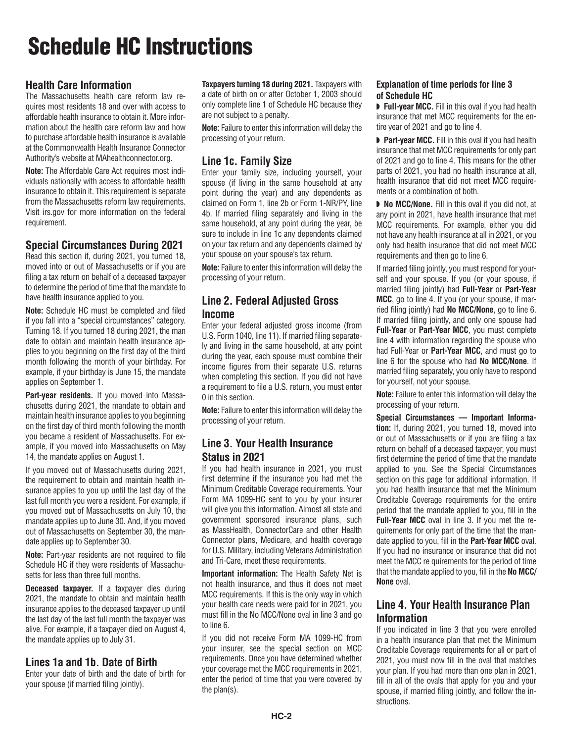# Schedule HC Instructions

## Health Care Information

The Massachusetts health care reform law requires most residents 18 and over with access to affordable health insurance to obtain it. More information about the health care reform law and how to purchase affordable health insurance is available at the Commonwealth Health Insurance Connector Authority's website at MAhealthconnector.org.

**Note:** The Affordable Care Act requires most individuals nationally with access to affordable health insurance to obtain it. This requirement is separate from the Massachusetts reform law requirements. Visit irs.gov for more information on the federal requirement.

## Special Circumstances During 2021

Read this section if, during 2021, you turned 18, moved into or out of Massachusetts or if you are filing a tax return on behalf of a deceased taxpayer to determine the period of time that the mandate to have health insurance applied to you.

**Note:** Schedule HC must be completed and filed if you fall into a "special circumstances" category. Turning 18. If you turned 18 during 2021, the man date to obtain and maintain health insurance applies to you beginning on the first day of the third month following the month of your birthday. For example, if your birthday is June 15, the mandate applies on September 1.

**Part-year residents.** If you moved into Massachusetts during 2021, the mandate to obtain and maintain health insurance applies to you beginning on the first day of third month following the month you became a resident of Massachusetts. For example, if you moved into Massachusetts on May 14, the mandate applies on August 1.

If you moved out of Massachusetts during 2021, the requirement to obtain and maintain health insurance applies to you up until the last day of the last full month you were a resident. For example, if you moved out of Massachusetts on July 10, the mandate applies up to June 30. And, if you moved out of Massachusetts on September 30, the mandate applies up to September 30.

**Note:** Part-year residents are not required to file Schedule HC if they were residents of Massachusetts for less than three full months.

**Deceased taxpayer.** If a taxpayer dies during 2021, the mandate to obtain and maintain health insurance applies to the deceased taxpayer up until the last day of the last full month the taxpayer was alive. For example, if a taxpayer died on August 4, the mandate applies up to July 31.

## Lines 1a and 1b. Date of Birth

Enter your date of birth and the date of birth for your spouse (if married filing jointly).

**Taxpayers turning 18 during 2021.** Taxpayers with a date of birth on or after October 1, 2003 should only complete line 1 of Schedule HC because they are not subject to a penalty.

**Note:** Failure to enter this information will delay the processing of your return.

## Line 1c. Family Size

Enter your family size, including yourself, your spouse (if living in the same household at any point during the year) and any dependents as claimed on Form 1, line 2b or Form 1-NR/PY, line 4b. If married filing separately and living in the same household, at any point during the year, be sure to include in line 1c any dependents claimed on your tax return and any dependents claimed by your spouse on your spouse's tax return.

**Note:** Failure to enter this information will delay the processing of your return.

## Line 2. Federal Adjusted Gross Income

Enter your federal adjusted gross income (from U.S. Form 1040, line 11). If married filing separately and living in the same household, at any point during the year, each spouse must combine their income figures from their separate U.S. returns when completing this section. If you did not have a requirement to file a U.S. return, you must enter 0 in this section.

**Note:** Failure to enter this information will delay the processing of your return.

## Line 3. Your Health Insurance Status in 2021

If you had health insurance in 2021, you must first determine if the insurance you had met the Minimum Creditable Coverage requirements. Your Form MA 1099-HC sent to you by your insurer will give you this information. Almost all state and government sponsored insurance plans, such as MassHealth, ConnectorCare and other Health Connector plans, Medicare, and health coverage for U.S. Military, including Veterans Administration and Tri-Care, meet these requirements.

**Important information:** The Health Safety Net is not health insurance, and thus it does not meet MCC requirements. If this is the only way in which your health care needs were paid for in 2021, you must fill in the No MCC/None oval in line 3 and go to line 6.

If you did not receive Form MA 1099-HC from your insurer, see the special section on MCC requirements. Once you have determined whether your coverage met the MCC requirements in 2021, enter the period of time that you were covered by the plan(s).

### Explanation of time periods for line 3 of Schedule HC

- **Full-year MCC.** Fill in this oval if you had health insurance that met MCC requirements for the entire year of 2021 and go to line 4.
- **Part-year MCC.** Fill in this oval if you had health insurance that met MCC requirements for only part of 2021 and go to line 4. This means for the other parts of 2021, you had no health insurance at all, health insurance that did not meet MCC requirements or a combination of both.
- **No MCC/None.** Fill in this oval if you did not, at any point in 2021, have health insurance that met MCC requirements. For example, either you did not have any health insurance at all in 2021, or you only had health insurance that did not meet MCC requirements and then go to line 6.

If married filing jointly, you must respond for yourself and your spouse. If you (or your spouse, if married filing jointly) had **Full-Year** or **Part-Year MCC**, go to line 4. If you (or your spouse, if married filing jointly) had **No MCC/None**, go to line 6. If married filing jointly, and only one spouse had **Full-Year** or **Part-Year MCC**, you must complete line 4 with information regarding the spouse who had Full-Year or **Part-Year MCC**, and must go to line 6 for the spouse who had **No MCC/None**. If married filing separately, you only have to respond for yourself, not your spouse.

**Note:** Failure to enter this information will delay the processing of your return.

**Special Circumstances — Important Information:** If, during 2021, you turned 18, moved into or out of Massachusetts or if you are filing a tax return on behalf of a deceased taxpayer, you must first determine the period of time that the mandate applied to you. See the Special Circumstances section on this page for additional information. If you had health insurance that met the Minimum Creditable Coverage requirements for the entire period that the mandate applied to you, fill in the **Full-Year MCC** oval in line 3. If you met the requirements for only part of the time that the mandate applied to you, fill in the **Part-Year MCC** oval. If you had no insurance or insurance that did not meet the MCC re quirements for the period of time that the mandate applied to you, fill in the **No MCC/None** oval.

## Line 4. Your Health Insurance Plan Information

If you indicated in line 3 that you were enrolled in a health insurance plan that met the Minimum Creditable Coverage requirements for all or part of 2021, you must now fill in the oval that matches your plan. If you had more than one plan in 2021, fill in all of the ovals that apply for you and your spouse, if married filing jointly, and follow the instructions.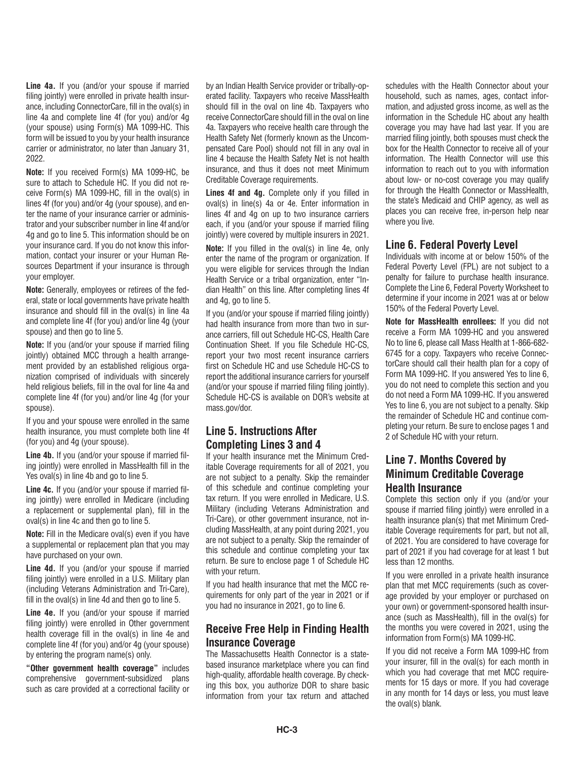**Line 4a.** If you (and/or your spouse if married filing jointly) were enrolled in private health insurance, including ConnectorCare, fill in the oval(s) in line 4a and complete line 4f (for you) and/or 4g (your spouse) using Form(s) MA 1099-HC. This form will be issued to you by your health insurance carrier or administrator, no later than January 31, 2022.

**Note:** If you received Form(s) MA 1099-HC, be sure to attach to Schedule HC. If you did not receive Form(s) MA 1099-HC, fill in the oval(s) in lines 4f (for you) and/or 4g (your spouse), and enter the name of your insurance carrier or administrator and your subscriber number in line 4f and/or 4g and go to line 5. This information should be on your insurance card. If you do not know this information, contact your insurer or your Human Resources Department if your insurance is through your employer.

**Note:** Generally, employees or retirees of the federal, state or local governments have private health insurance and should fill in the oval(s) in line 4a and complete line 4f (for you) and/or line 4g (your spouse) and then go to line 5.

**Note:** If you (and/or your spouse if married filing jointly) obtained MCC through a health arrangement provided by an established religious organization comprised of individuals with sincerely held religious beliefs, fill in the oval for line 4a and complete line 4f (for you) and/or line 4g (for your spouse).

If you and your spouse were enrolled in the same health insurance, you must complete both line 4f (for you) and 4g (your spouse).

**Line 4b.** If you (and/or your spouse if married filing jointly) were enrolled in MassHealth fill in the Yes oval(s) in line 4b and go to line 5.

**Line 4c.** If you (and/or your spouse if married filing jointly) were enrolled in Medicare (including a replacement or supplemental plan), fill in the oval(s) in line 4c and then go to line 5.

**Note:** Fill in the Medicare oval(s) even if you have a supplemental or replacement plan that you may have purchased on your own.

**Line 4d.** If you (and/or your spouse if married filing jointly) were enrolled in a U.S. Military plan (including Veterans Administration and Tri-Care), fill in the oval(s) in line 4d and then go to line 5.

**Line 4e.** If you (and/or your spouse if married filing jointly) were enrolled in Other government health coverage fill in the oval(s) in line 4e and complete line 4f (for you) and/or 4g (your spouse) by entering the program name(s) only.

**"Other government health coverage"** includes comprehensive government-subsidized plans such as care provided at a correctional facility or by an Indian Health Service provider or tribally-operated facility. Taxpayers who receive MassHealth should fill in the oval on line 4b. Taxpayers who receive ConnectorCare should fill in the oval on line 4a. Taxpayers who receive health care through the Health Safety Net (formerly known as the Uncompensated Care Pool) should not fill in any oval in line 4 because the Health Safety Net is not health insurance, and thus it does not meet Minimum Creditable Coverage requirements.

**Lines 4f and 4g.** Complete only if you filled in oval(s) in line(s) 4a or 4e. Enter information in lines 4f and 4g on up to two insurance carriers each, if you (and/or your spouse if married filing jointly) were covered by multiple insurers in 2021.

**Note:** If you filled in the oval(s) in line 4e, only enter the name of the program or organization. If you were eligible for services through the Indian Health Service or a tribal organization, enter "Indian Health" on this line. After completing lines 4f and 4g, go to line 5.

If you (and/or your spouse if married filing jointly) had health insurance from more than two insurance carriers, fill out Schedule HC-CS, Health Care Continuation Sheet. If you file Schedule HC-CS, report your two most recent insurance carriers first on Schedule HC and use Schedule HC-CS to report the additional insurance carriers for yourself (and/or your spouse if married filing filing jointly). Schedule HC-CS is available on DOR's website at mass.gov/dor.

## Line 5. Instructions After Completing Lines 3 and 4

If your health insurance met the Minimum Creditable Coverage requirements for all of 2021, you are not subject to a penalty. Skip the remainder of this schedule and continue completing your tax return. If you were enrolled in Medicare, U.S. Military (including Veterans Administration and Tri-Care), or other government insurance, not including MassHealth, at any point during 2021, you are not subject to a penalty. Skip the remainder of this schedule and continue completing your tax return. Be sure to enclose page 1 of Schedule HC with your return.

If you had health insurance that met the MCC requirements for only part of the year in 2021 or if you had no insurance in 2021, go to line 6.

## Receive Free Help in Finding Health Insurance Coverage

The Massachusetts Health Connector is a state-based insurance marketplace where you can find high-quality, affordable health coverage. By checking this box, you authorize DOR to share basic information from your tax return and attached schedules with the Health Connector about your household, such as names, ages, contact information, and adjusted gross income, as well as the information in the Schedule HC about any health coverage you may have had last year. If you are married filing jointly, both spouses must check the box for the Health Connector to receive all of your information. The Health Connector will use this information to reach out to you with information about low- or no-cost coverage you may qualify for through the Health Connector or MassHealth, the state's Medicaid and CHIP agency, as well as places you can receive free, in-person help near where you live.

## Line 6. Federal Poverty Level

Individuals with income at or below 150% of the Federal Poverty Level (FPL) are not subject to a penalty for failure to purchase health insurance. Complete the Line 6, Federal Poverty Worksheet to determine if your income in 2021 was at or below 150% of the Federal Poverty Level.

**Note for MassHealth enrollees:** If you did not receive a Form MA 1099-HC and you answered No to line 6, please call Mass Health at 1-866-682-6745 for a copy. Taxpayers who receive ConnectorCare should call their health plan for a copy of Form MA 1099-HC. If you answered Yes to line 6, you do not need to complete this section and you do not need a Form MA 1099-HC. If you answered Yes to line 6, you are not subject to a penalty. Skip the remainder of Schedule HC and continue completing your return. Be sure to enclose pages 1 and 2 of Schedule HC with your return.

## Line 7. Months Covered by Minimum Creditable Coverage Health Insurance

Complete this section only if you (and/or your spouse if married filing jointly) were enrolled in a health insurance plan(s) that met Minimum Creditable Coverage requirements for part, but not all, of 2021. You are considered to have coverage for part of 2021 if you had coverage for at least 1 but less than 12 months.

If you were enrolled in a private health insurance plan that met MCC requirements (such as coverage provided by your employer or purchased on your own) or government-sponsored health insurance (such as MassHealth), fill in the oval(s) for the months you were covered in 2021, using the information from Form(s) MA 1099-HC.

If you did not receive a Form MA 1099-HC from your insurer, fill in the oval(s) for each month in which you had coverage that met MCC requirements for 15 days or more. If you had coverage in any month for 14 days or less, you must leave the oval(s) blank.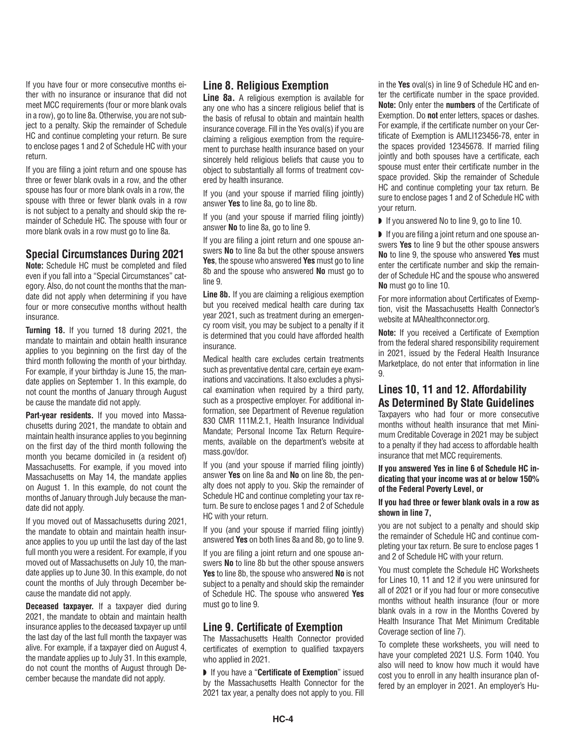If you have four or more consecutive months either with no insurance or insurance that did not meet MCC requirements (four or more blank ovals in a row), go to line 8a. Otherwise, you are not subject to a penalty. Skip the remainder of Schedule HC and continue completing your return. Be sure to enclose pages 1 and 2 of Schedule HC with your return.

If you are filing a joint return and one spouse has three or fewer blank ovals in a row, and the other spouse has four or more blank ovals in a row, the spouse with three or fewer blank ovals in a row is not subject to a penalty and should skip the remainder of Schedule HC. The spouse with four or more blank ovals in a row must go to line 8a.

## Special Circumstances During 2021

**Note:** Schedule HC must be completed and filed even if you fall into a "Special Circumstances" category. Also, do not count the months that the mandate did not apply when determining if you have four or more consecutive months without health insurance.

**Turning 18.** If you turned 18 during 2021, the mandate to maintain and obtain health insurance applies to you beginning on the first day of the third month following the month of your birthday. For example, if your birthday is June 15, the mandate applies on September 1. In this example, do not count the months of January through August be cause the mandate did not apply.

**Part-year residents.** If you moved into Massachusetts during 2021, the mandate to obtain and maintain health insurance applies to you beginning on the first day of the third month following the month you became domiciled in (a resident of) Massachusetts. For example, if you moved into Massachusetts on May 14, the mandate applies on August 1. In this example, do not count the months of January through July because the mandate did not apply.

If you moved out of Massachusetts during 2021, the mandate to obtain and maintain health insurance applies to you up until the last day of the last full month you were a resident. For example, if you moved out of Massachusetts on July 10, the mandate applies up to June 30. In this example, do not count the months of July through December because the mandate did not apply.

**Deceased taxpayer.** If a taxpayer died during 2021, the mandate to obtain and maintain health insurance applies to the deceased taxpayer up until the last day of the last full month the taxpayer was alive. For example, if a taxpayer died on August 4, the mandate applies up to July 31. In this example, do not count the months of August through December because the mandate did not apply.

## Line 8. Religious Exemption

**Line 8a.** A religious exemption is available for any one who has a sincere religious belief that is the basis of refusal to obtain and maintain health insurance coverage. Fill in the Yes oval(s) if you are claiming a religious exemption from the requirement to purchase health insurance based on your sincerely held religious beliefs that cause you to object to substantially all forms of treatment covered by health insurance.

If you (and your spouse if married filing jointly) answer **Yes** to line 8a, go to line 8b.

If you (and your spouse if married filing jointly) answer **No** to line 8a, go to line 9.

If you are filing a joint return and one spouse answers **No** to line 8a but the other spouse answers **Yes**, the spouse who answered **Yes** must go to line 8b and the spouse who answered **No** must go to line 9.

**Line 8b.** If you are claiming a religious exemption but you received medical health care during tax year 2021, such as treatment during an emergency room visit, you may be subject to a penalty if it is determined that you could have afforded health insurance.

Medical health care excludes certain treatments such as preventative dental care, certain eye examinations and vaccinations. It also excludes a physical examination when required by a third party, such as a prospective employer. For additional information, see Department of Revenue regulation 830 CMR 111M.2.1, Health Insurance Individual Mandate; Personal Income Tax Return Requirements, available on the department's website at mass.gov/dor.

If you (and your spouse if married filing jointly) answer **Yes** on line 8a and **No** on line 8b, the penalty does not apply to you. Skip the remainder of Schedule HC and continue completing your tax return. Be sure to enclose pages 1 and 2 of Schedule HC with your return.

If you (and your spouse if married filing jointly) answered **Yes** on both lines 8a and 8b, go to line 9.

If you are filing a joint return and one spouse answers **No** to line 8b but the other spouse answers **Yes** to line 8b, the spouse who answered **No** is not subject to a penalty and should skip the remainder of Schedule HC. The spouse who answered **Yes** must go to line 9.

## Line 9. Certificate of Exemption

The Massachusetts Health Connector provided certificates of exemption to qualified taxpayers who applied in 2021.

- If you have a "**Certificate of Exemption**" issued by the Massachusetts Health Connector for the 2021 tax year, a penalty does not apply to you. Fill in the **Yes** oval(s) in line 9 of Schedule HC and enter the certificate number in the space provided. **Note:** Only enter the **numbers** of the Certificate of Exemption. Do **not** enter letters, spaces or dashes. For example, if the certificate number on your Certificate of Exemption is AMLI123456-78, enter in the spaces provided 12345678. If married filing jointly and both spouses have a certificate, each spouse must enter their certificate number in the space provided. Skip the remainder of Schedule HC and continue completing your tax return. Be sure to enclose pages 1 and 2 of Schedule HC with your return.
- If you answered No to line 9, go to line 10.
- If you are filing a joint return and one spouse answers **Yes** to line 9 but the other spouse answers **No** to line 9, the spouse who answered **Yes** must enter the certificate number and skip the remainder of Schedule HC and the spouse who answered **No** must go to line 10.

For more information about Certificates of Exemption, visit the Massachusetts Health Connector's website at MAhealthconnector.org.

**Note:** If you received a Certificate of Exemption from the federal shared responsibility requirement in 2021, issued by the Federal Health Insurance Marketplace, do not enter that information in line 9.

## Lines 10, 11 and 12. Affordability As Determined By State Guidelines

Taxpayers who had four or more consecutive months without health insurance that met Minimum Creditable Coverage in 2021 may be subject to a penalty if they had access to affordable health insurance that met MCC requirements.

**If you answered Yes in line 6 of Schedule HC indicating that your income was at or below 150% of the Federal Poverty Level, or**

**If you had three or fewer blank ovals in a row as shown in line 7,**

you are not subject to a penalty and should skip the remainder of Schedule HC and continue completing your tax return. Be sure to enclose pages 1 and 2 of Schedule HC with your return.

You must complete the Schedule HC Worksheets for Lines 10, 11 and 12 if you were uninsured for all of 2021 or if you had four or more consecutive months without health insurance (four or more blank ovals in a row in the Months Covered by Health Insurance That Met Minimum Creditable Coverage section of line 7).

To complete these worksheets, you will need to have your completed 2021 U.S. Form 1040. You also will need to know how much it would have cost you to enroll in any health insurance plan offered by an employer in 2021. An employer's Hu-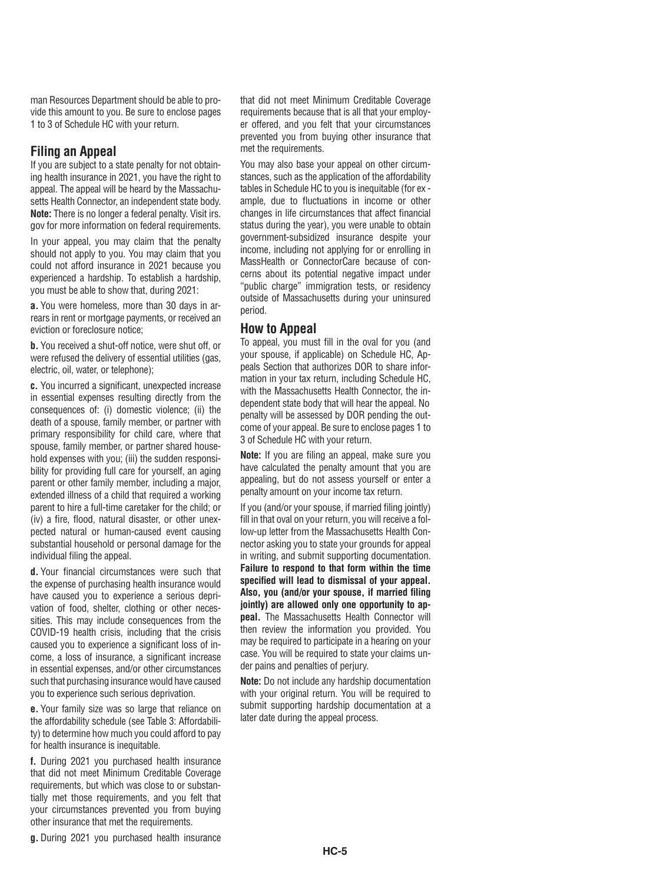man Resources Department should be able to provide this amount to you. Be sure to enclose pages 1 to 3 of Schedule HC with your return.

## Filing an Appeal

If you are subject to a state penalty for not obtaining health insurance in 2021, you have the right to appeal. The appeal will be heard by the Massachusetts Health Connector, an independent state body. **Note:** There is no longer a federal penalty. Visit irs.gov for more information on federal requirements.

In your appeal, you may claim that the penalty should not apply to you. You may claim that you could not afford insurance in 2021 because you experienced a hardship. To establish a hardship, you must be able to show that, during 2021:

**a.** You were homeless, more than 30 days in arrears in rent or mortgage payments, or received an eviction or foreclosure notice;

**b.** You received a shut-off notice, were shut off, or were refused the delivery of essential utilities (gas, electric, oil, water, or telephone);

**c.** You incurred a significant, unexpected increase in essential expenses resulting directly from the consequences of: (i) domestic violence; (ii) the death of a spouse, family member, or partner with primary responsibility for child care, where that spouse, family member, or partner shared household expenses with you; (iii) the sudden responsibility for providing full care for yourself, an aging parent or other family member, including a major, extended illness of a child that required a working parent to hire a full-time caretaker for the child; or (iv) a fire, flood, natural disaster, or other unexpected natural or human-caused event causing substantial household or personal damage for the individual filing the appeal.

**d.** Your financial circumstances were such that the expense of purchasing health insurance would have caused you to experience a serious deprivation of food, shelter, clothing or other necessities. This may include consequences from the COVID-19 health crisis, including that the crisis caused you to experience a significant loss of income, a loss of insurance, a significant increase in essential expenses, and/or other circumstances such that purchasing insurance would have caused you to experience such serious deprivation.

**e.** Your family size was so large that reliance on the affordability schedule (see Table 3: Affordability) to determine how much you could afford to pay for health insurance is inequitable.

**f.** During 2021 you purchased health insurance that did not meet Minimum Creditable Coverage requirements, but which was close to or substantially met those requirements, and you felt that your circumstances prevented you from buying other insurance that met the requirements.

**g.** During 2021 you purchased health insurance that did not meet Minimum Creditable Coverage requirements because that is all that your employer offered, and you felt that your circumstances prevented you from buying other insurance that met the requirements.

You may also base your appeal on other circumstances, such as the application of the affordability tables in Schedule HC to you is inequitable (for example, due to fluctuations in income or other changes in life circumstances that affect financial status during the year), you were unable to obtain government-subsidized insurance despite your income, including not applying for or enrolling in MassHealth or ConnectorCare because of concerns about its potential negative impact under "public charge" immigration tests, or residency outside of Massachusetts during your uninsured period.

## How to Appeal

To appeal, you must fill in the oval for you (and your spouse, if applicable) on Schedule HC, Appeals Section that authorizes DOR to share information in your tax return, including Schedule HC, with the Massachusetts Health Connector, the independent state body that will hear the appeal. No penalty will be assessed by DOR pending the outcome of your appeal. Be sure to enclose pages 1 to 3 of Schedule HC with your return.

**Note:** If you are filing an appeal, make sure you have calculated the penalty amount that you are appealing, but do not assess yourself or enter a penalty amount on your income tax return.

If you (and/or your spouse, if married filing jointly) fill in that oval on your return, you will receive a follow-up letter from the Massachusetts Health Connector asking you to state your grounds for appeal in writing, and submit supporting documentation. **Failure to respond to that form within the time specified will lead to dismissal of your appeal. Also, you (and/or your spouse, if married filing jointly) are allowed only one opportunity to appeal.** The Massachusetts Health Connector will then review the information you provided. You may be required to participate in a hearing on your case. You will be required to state your claims under pains and penalties of perjury.

**Note:** Do not include any hardship documentation with your original return. You will be required to submit supporting hardship documentation at a later date during the appeal process.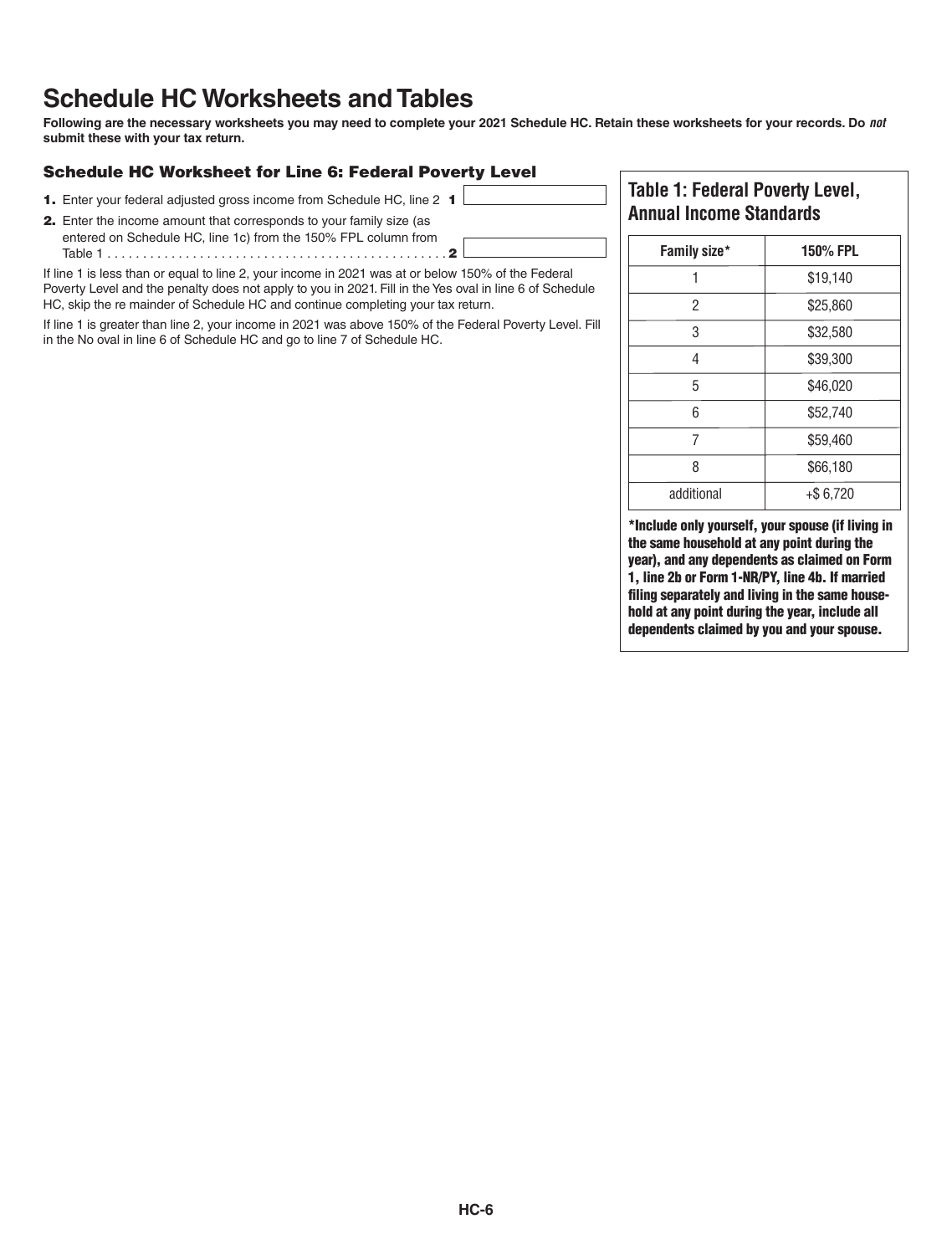# Schedule HC Worksheets and Tables

**Following are the necessary worksheets you may need to complete your 2021 Schedule HC. Retain these worksheets for your records. Do *not* submit these with your tax return.**

### Schedule HC Worksheet for Line 6: Federal Poverty Level

**1.** Enter your federal adjusted gross income from Schedule HC, line 2 . . . **1** ______

**2.** Enter the income amount that corresponds to your family size (as entered on Schedule HC, line 1c) from the 150% FPL column from Table 1 . . . **2** ______

If line 1 is less than or equal to line 2, your income in 2021 was at or below 150% of the Federal Poverty Level and the penalty does not apply to you in 2021. Fill in the Yes oval in line 6 of Schedule HC, skip the re mainder of Schedule HC and continue completing your tax return.

If line 1 is greater than line 2, your income in 2021 was above 150% of the Federal Poverty Level. Fill in the No oval in line 6 of Schedule HC and go to line 7 of Schedule HC.

## Table 1: Federal Poverty Level, Annual Income Standards

| Family size* | 150% FPL |
|---|---|
| 1 | $19,140 |
| 2 | $25,860 |
| 3 | $32,580 |
| 4 | $39,300 |
| 5 | $46,020 |
| 6 | $52,740 |
| 7 | $59,460 |
| 8 | $66,180 |
| additional | +$ 6,720 |

**\*Include only yourself, your spouse (if living in the same household at any point during the year), and any dependents as claimed on Form 1, line 2b or Form 1-NR/PY, line 4b. If married filing separately and living in the same household at any point during the year, include all dependents claimed by you and your spouse.**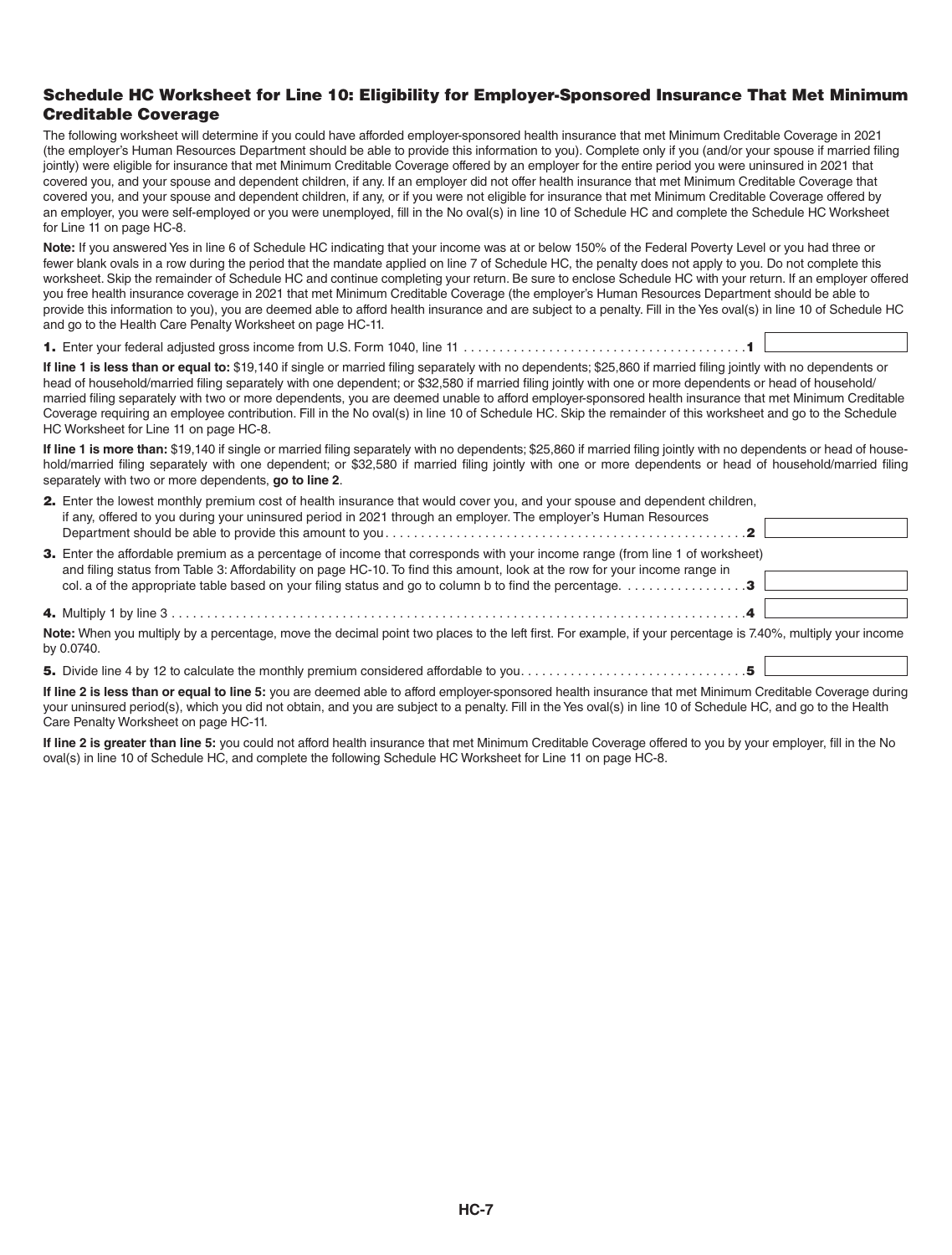## Schedule HC Worksheet for Line 10: Eligibility for Employer-Sponsored Insurance That Met Minimum Creditable Coverage

The following worksheet will determine if you could have afforded employer-sponsored health insurance that met Minimum Creditable Coverage in 2021 (the employer's Human Resources Department should be able to provide this information to you). Complete only if you (and/or your spouse if married filing jointly) were eligible for insurance that met Minimum Creditable Coverage offered by an employer for the entire period you were uninsured in 2021 that covered you, and your spouse and dependent children, if any. If an employer did not offer health insurance that met Minimum Creditable Coverage that covered you, and your spouse and dependent children, if any, or if you were not eligible for insurance that met Minimum Creditable Coverage offered by an employer, you were self-employed or you were unemployed, fill in the No oval(s) in line 10 of Schedule HC and complete the Schedule HC Worksheet for Line 11 on page HC-8.

**Note:** If you answered Yes in line 6 of Schedule HC indicating that your income was at or below 150% of the Federal Poverty Level or you had three or fewer blank ovals in a row during the period that the mandate applied on line 7 of Schedule HC, the penalty does not apply to you. Do not complete this worksheet. Skip the remainder of Schedule HC and continue completing your return. Be sure to enclose Schedule HC with your return. If an employer offered you free health insurance coverage in 2021 that met Minimum Creditable Coverage (the employer's Human Resources Department should be able to provide this information to you), you are deemed able to afford health insurance and are subject to a penalty. Fill in the Yes oval(s) in line 10 of Schedule HC and go to the Health Care Penalty Worksheet on page HC-11.

**1.** Enter your federal adjusted gross income from U.S. Form 1040, line 11 . . . . . . . . . . . . . . . . . . . . . . . . . . . . . . . . . . . . . . . . **1** ______

**If line 1 is less than or equal to:** $19,140 if single or married filing separately with no dependents; $25,860 if married filing jointly with no dependents or head of household/married filing separately with one dependent; or $32,580 if married filing jointly with one or more dependents or head of household/married filing separately with two or more dependents, you are deemed unable to afford employer-sponsored health insurance that met Minimum Creditable Coverage requiring an employee contribution. Fill in the No oval(s) in line 10 of Schedule HC. Skip the remainder of this worksheet and go to the Schedule HC Worksheet for Line 11 on page HC-8.

**If line 1 is more than:** $19,140 if single or married filing separately with no dependents; $25,860 if married filing jointly with no dependents or head of household/married filing separately with one dependent; or $32,580 if married filing jointly with one or more dependents or head of household/married filing separately with two or more dependents, **go to line 2**.

**2.** Enter the lowest monthly premium cost of health insurance that would cover you, and your spouse and dependent children, if any, offered to you during your uninsured period in 2021 through an employer. The employer's Human Resources Department should be able to provide this amount to you . . . . . . . . . . . . . . . . . . . . . . . . . . . . . . . . . . . . . . . . . . . . . . . . . . . **2** ______

**3.** Enter the affordable premium as a percentage of income that corresponds with your income range (from line 1 of worksheet) and filing status from Table 3: Affordability on page HC-10. To find this amount, look at the row for your income range in col. a of the appropriate table based on your filing status and go to column b to find the percentage. . . . . . . . . . . . . . . . . **3** ______

**4.** Multiply 1 by line 3 . . . . . . . . . . . . . . . . . . . . . . . . . . . . . . . . . . . . . . . . . . . . . . . . . . . . . . . . . . . . . . . . . . . . . . . . . . . . . . . **4** ______

**Note:** When you multiply by a percentage, move the decimal point two places to the left first. For example, if your percentage is 7.40%, multiply your income by 0.0740.

**5.** Divide line 4 by 12 to calculate the monthly premium considered affordable to you. . . . . . . . . . . . . . . . . . . . . . . . . . . . . . . **5** ______

**If line 2 is less than or equal to line 5:** you are deemed able to afford employer-sponsored health insurance that met Minimum Creditable Coverage during your uninsured period(s), which you did not obtain, and you are subject to a penalty. Fill in the Yes oval(s) in line 10 of Schedule HC, and go to the Health Care Penalty Worksheet on page HC-11.

**If line 2 is greater than line 5:** you could not afford health insurance that met Minimum Creditable Coverage offered to you by your employer, fill in the No oval(s) in line 10 of Schedule HC, and complete the following Schedule HC Worksheet for Line 11 on page HC-8.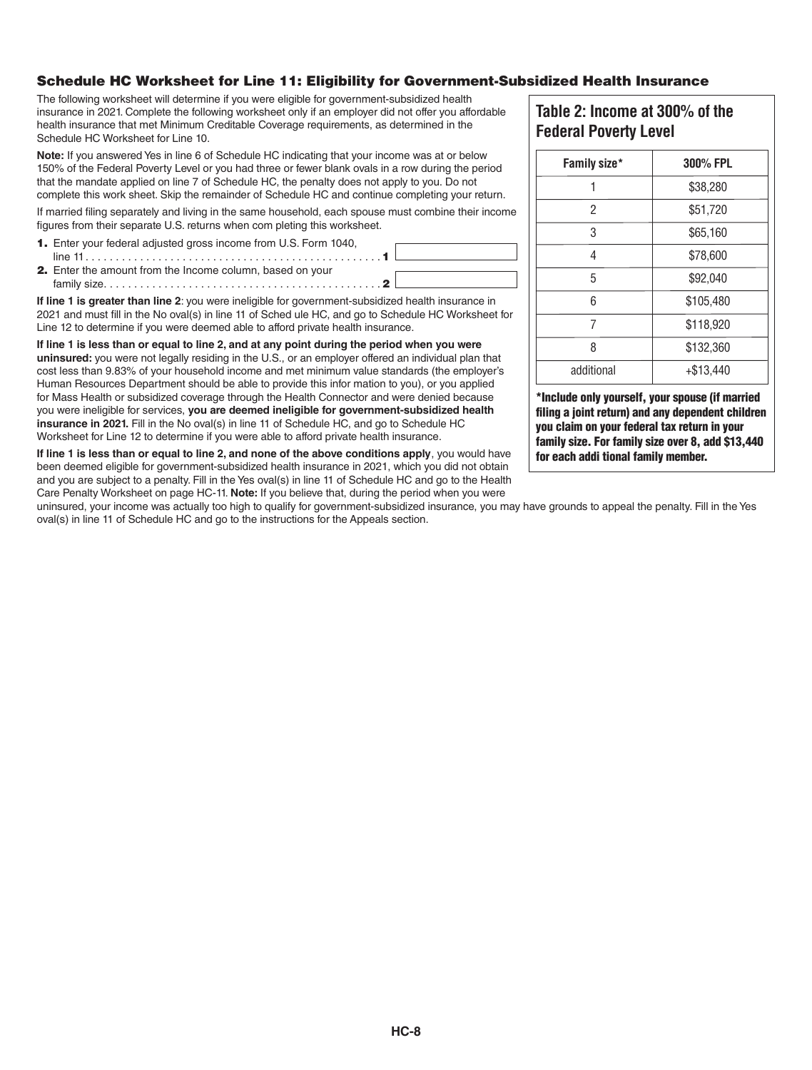## Schedule HC Worksheet for Line 11: Eligibility for Government-Subsidized Health Insurance

The following worksheet will determine if you were eligible for government-subsidized health insurance in 2021. Complete the following worksheet only if an employer did not offer you affordable health insurance that met Minimum Creditable Coverage requirements, as determined in the Schedule HC Worksheet for Line 10.

**Note:** If you answered Yes in line 6 of Schedule HC indicating that your income was at or below 150% of the Federal Poverty Level or you had three or fewer blank ovals in a row during the period that the mandate applied on line 7 of Schedule HC, the penalty does not apply to you. Do not complete this work sheet. Skip the remainder of Schedule HC and continue completing your return.

If married filing separately and living in the same household, each spouse must combine their income figures from their separate U.S. returns when com pleting this worksheet.

**1.** Enter your federal adjusted gross income from U.S. Form 1040, line 11 . . . . . . . . . . . . . . . . . . . . . . . . . . . . . . . . . . . . . . . . . . . . . . . . . **1** \_\_\_\_\_\_\_\_

**2.** Enter the amount from the Income column, based on your family size. . . . . . . . . . . . . . . . . . . . . . . . . . . . . . . . . . . . . . . . . . . . . **2** \_\_\_\_\_\_\_\_

**If line 1 is greater than line 2**: you were ineligible for government-subsidized health insurance in 2021 and must fill in the No oval(s) in line 11 of Sched ule HC, and go to Schedule HC Worksheet for Line 12 to determine if you were deemed able to afford private health insurance.

**If line 1 is less than or equal to line 2, and at any point during the period when you were uninsured:** you were not legally residing in the U.S., or an employer offered an individual plan that cost less than 9.83% of your household income and met minimum value standards (the employer's Human Resources Department should be able to provide this infor mation to you), or you applied for Mass Health or subsidized coverage through the Health Connector and were denied because you were ineligible for services, **you are deemed ineligible for government-subsidized health insurance in 2021.** Fill in the No oval(s) in line 11 of Schedule HC, and go to Schedule HC Worksheet for Line 12 to determine if you were able to afford private health insurance.

**If line 1 is less than or equal to line 2, and none of the above conditions apply**, you would have been deemed eligible for government-subsidized health insurance in 2021, which you did not obtain and you are subject to a penalty. Fill in the Yes oval(s) in line 11 of Schedule HC and go to the Health Care Penalty Worksheet on page HC-11. **Note:** If you believe that, during the period when you were uninsured, your income was actually too high to qualify for government-subsidized insurance, you may have grounds to appeal the penalty. Fill in the Yes oval(s) in line 11 of Schedule HC and go to the instructions for the Appeals section.

### Table 2: Income at 300% of the Federal Poverty Level

| Family size* | 300% FPL |
|---|---|
| 1 | $38,280 |
| 2 | $51,720 |
| 3 | $65,160 |
| 4 | $78,600 |
| 5 | $92,040 |
| 6 | $105,480 |
| 7 | $118,920 |
| 8 | $132,360 |
| additional | +$13,440 |

**\*Include only yourself, your spouse (if married filing a joint return) and any dependent children you claim on your federal tax return in your family size. For family size over 8, add $13,440 for each addi tional family member.**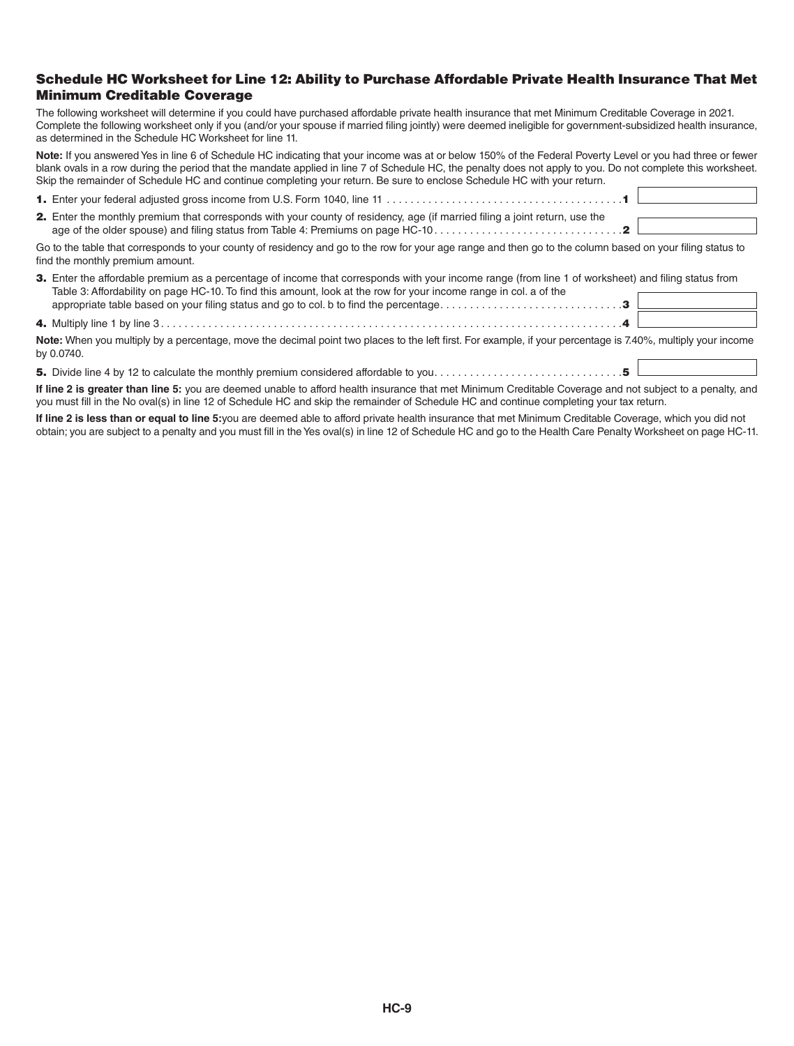## Schedule HC Worksheet for Line 12: Ability to Purchase Affordable Private Health Insurance That Met Minimum Creditable Coverage

The following worksheet will determine if you could have purchased affordable private health insurance that met Minimum Creditable Coverage in 2021. Complete the following worksheet only if you (and/or your spouse if married filing jointly) were deemed ineligible for government-subsidized health insurance, as determined in the Schedule HC Worksheet for line 11.

**Note:** If you answered Yes in line 6 of Schedule HC indicating that your income was at or below 150% of the Federal Poverty Level or you had three or fewer blank ovals in a row during the period that the mandate applied in line 7 of Schedule HC, the penalty does not apply to you. Do not complete this worksheet. Skip the remainder of Schedule HC and continue completing your return. Be sure to enclose Schedule HC with your return.

**1.** Enter your federal adjusted gross income from U.S. Form 1040, line 11 . . . . . . . . . . . . . . . . . . . . . . . . . . . . . . . . . . . . . . . . **1** ________

**2.** Enter the monthly premium that corresponds with your county of residency, age (if married filing a joint return, use the age of the older spouse) and filing status from Table 4: Premiums on page HC-10 . . . . . . . . . . . . . . . . . . . . . . . . . . . . . . . . **2** ________

Go to the table that corresponds to your county of residency and go to the row for your age range and then go to the column based on your filing status to find the monthly premium amount.

**3.** Enter the affordable premium as a percentage of income that corresponds with your income range (from line 1 of worksheet) and filing status from Table 3: Affordability on page HC-10. To find this amount, look at the row for your income range in col. a of the appropriate table based on your filing status and go to col. b to find the percentage. . . . . . . . . . . . . . . . . . . . . . . . . . . . . . . **3** ________

**4.** Multiply line 1 by line 3 . . . . . . . . . . . . . . . . . . . . . . . . . . . . . . . . . . . . . . . . . . . . . . . . . . . . . . . . . . . . . . . . . . . . . . . . . . . . . . **4** ________

**Note:** When you multiply by a percentage, move the decimal point two places to the left first. For example, if your percentage is 7.40%, multiply your income by 0.0740.

**5.** Divide line 4 by 12 to calculate the monthly premium considered affordable to you. . . . . . . . . . . . . . . . . . . . . . . . . . . . . . . . **5** ________

**If line 2 is greater than line 5:** you are deemed unable to afford health insurance that met Minimum Creditable Coverage and not subject to a penalty, and you must fill in the No oval(s) in line 12 of Schedule HC and skip the remainder of Schedule HC and continue completing your tax return.

**If line 2 is less than or equal to line 5:** you are deemed able to afford private health insurance that met Minimum Creditable Coverage, which you did not obtain; you are subject to a penalty and you must fill in the Yes oval(s) in line 12 of Schedule HC and go to the Health Care Penalty Worksheet on page HC-11.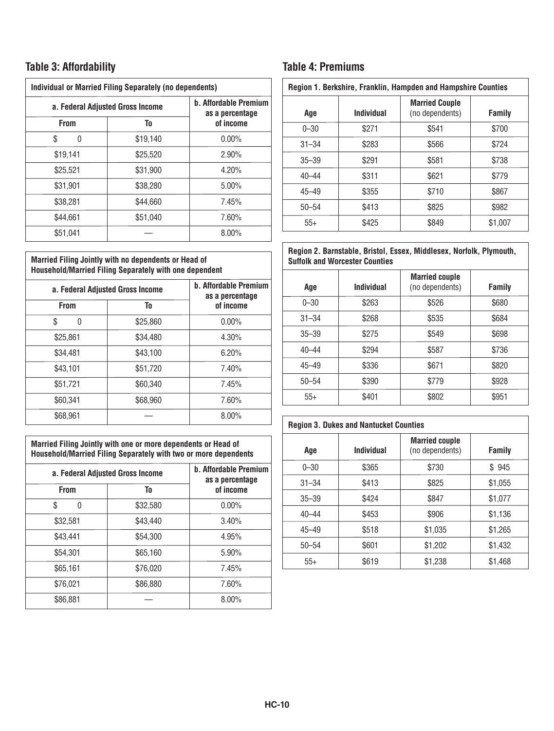## Table 3: Affordability

| Individual or Married Filing Separately (no dependents) | | |
|---|---|---|
| a. Federal Adjusted Gross Income | | b. Affordable Premium as a percentage of income |
| From | To | |
| $ 0 | $19,140 | 0.00% |
| $19,141 | $25,520 | 2.90% |
| $25,521 | $31,900 | 4.20% |
| $31,901 | $38,280 | 5.00% |
| $38,281 | $44,660 | 7.45% |
| $44,661 | $51,040 | 7.60% |
| $51,041 | — | 8.00% |

| Married Filing Jointly with no dependents or Head of Household/Married Filing Separately with one dependent | | |
|---|---|---|
| a. Federal Adjusted Gross Income | | b. Affordable Premium as a percentage of income |
| From | To | |
| $ 0 | $25,860 | 0.00% |
| $25,861 | $34,480 | 4.30% |
| $34,481 | $43,100 | 6.20% |
| $43,101 | $51,720 | 7.40% |
| $51,721 | $60,340 | 7.45% |
| $60,341 | $68,960 | 7.60% |
| $68,961 | — | 8.00% |

| Married Filing Jointly with one or more dependents or Head of Household/Married Filing Separately with two or more dependents | | |
|---|---|---|
| a. Federal Adjusted Gross Income | | b. Affordable Premium as a percentage of income |
| From | To | |
| $ 0 | $32,580 | 0.00% |
| $32,581 | $43,440 | 3.40% |
| $43,441 | $54,300 | 4.95% |
| $54,301 | $65,160 | 5.90% |
| $65,161 | $76,020 | 7.45% |
| $76,021 | $86,880 | 7.60% |
| $86,881 | — | 8.00% |

## Table 4: Premiums

| Region 1. Berkshire, Franklin, Hampden and Hampshire Counties | | | |
|---|---|---|---|
| Age | Individual | Married Couple (no dependents) | Family |
| 0–30 | $271 | $541 | $700 |
| 31–34 | $283 | $566 | $724 |
| 35–39 | $291 | $581 | $738 |
| 40–44 | $311 | $621 | $779 |
| 45–49 | $355 | $710 | $867 |
| 50–54 | $413 | $825 | $982 |
| 55+ | $425 | $849 | $1,007 |

| Region 2. Barnstable, Bristol, Essex, Middlesex, Norfolk, Plymouth, Suffolk and Worcester Counties | | | |
|---|---|---|---|
| Age | Individual | Married couple (no dependents) | Family |
| 0–30 | $263 | $526 | $680 |
| 31–34 | $268 | $535 | $684 |
| 35–39 | $275 | $549 | $698 |
| 40–44 | $294 | $587 | $736 |
| 45–49 | $336 | $671 | $820 |
| 50–54 | $390 | $779 | $928 |
| 55+ | $401 | $802 | $951 |

| Region 3. Dukes and Nantucket Counties | | | |
|---|---|---|---|
| Age | Individual | Married couple (no dependents) | Family |
| 0–30 | $365 | $730 | $ 945 |
| 31–34 | $413 | $825 | $1,055 |
| 35–39 | $424 | $847 | $1,077 |
| 40–44 | $453 | $906 | $1,136 |
| 45–49 | $518 | $1,035 | $1,265 |
| 50–54 | $601 | $1,202 | $1,432 |
| 55+ | $619 | $1,238 | $1,468 |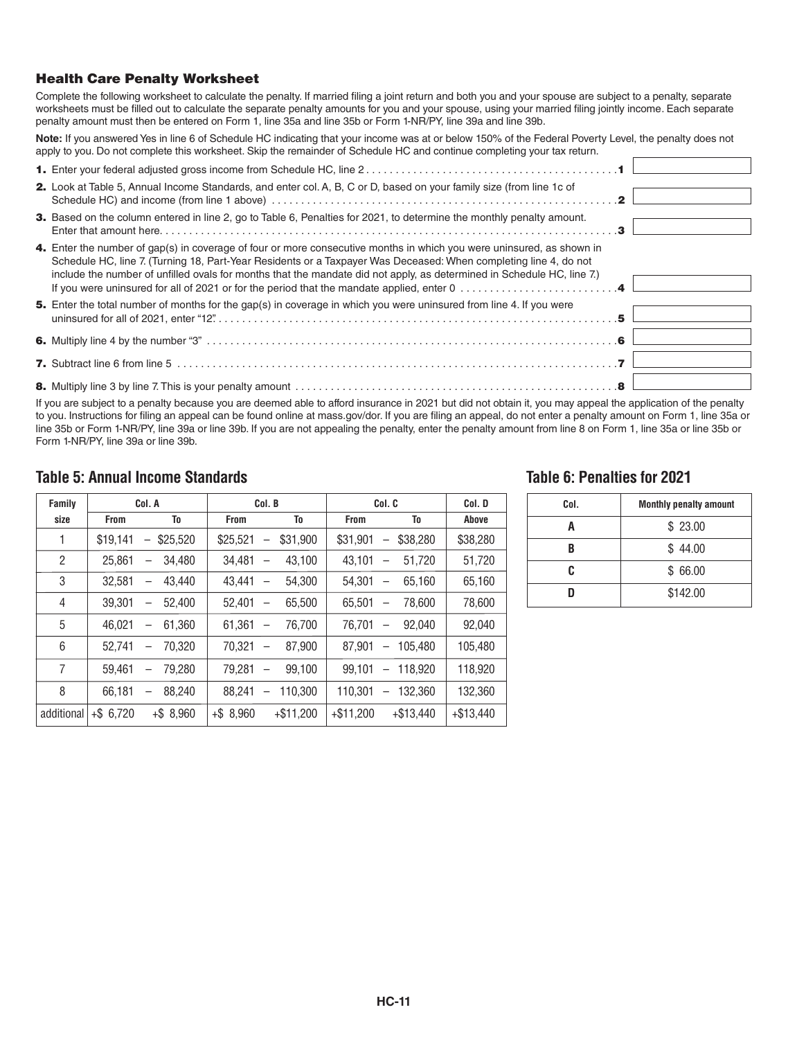### Health Care Penalty Worksheet

Complete the following worksheet to calculate the penalty. If married filing a joint return and both you and your spouse are subject to a penalty, separate worksheets must be filled out to calculate the separate penalty amounts for you and your spouse, using your married filing jointly income. Each separate penalty amount must then be entered on Form 1, line 35a and line 35b or Form 1-NR/PY, line 39a and line 39b.

**Note:** If you answered Yes in line 6 of Schedule HC indicating that your income was at or below 150% of the Federal Poverty Level, the penalty does not apply to you. Do not complete this worksheet. Skip the remainder of Schedule HC and continue completing your tax return.

**1.** Enter your federal adjusted gross income from Schedule HC, line 2 . . . . . . . . . . **1** ______

**2.** Look at Table 5, Annual Income Standards, and enter col. A, B, C or D, based on your family size (from line 1c of Schedule HC) and income (from line 1 above) . . . . . . . . . . **2** ______

**3.** Based on the column entered in line 2, go to Table 6, Penalties for 2021, to determine the monthly penalty amount. Enter that amount here. . . . . . . . . . . **3** ______

**4.** Enter the number of gap(s) in coverage of four or more consecutive months in which you were uninsured, as shown in Schedule HC, line 7. (Turning 18, Part-Year Residents or a Taxpayer Was Deceased: When completing line 4, do not include the number of unfilled ovals for months that the mandate did not apply, as determined in Schedule HC, line 7.) If you were uninsured for all of 2021 or for the period that the mandate applied, enter 0 . . . . . . . . . . **4** ______

**5.** Enter the total number of months for the gap(s) in coverage in which you were uninsured from line 4. If you were uninsured for all of 2021, enter "12". . . . . . . . . . . **5** ______

**6.** Multiply line 4 by the number "3" . . . . . . . . . . **6** ______

**7.** Subtract line 6 from line 5 . . . . . . . . . . **7** ______

**8.** Multiply line 3 by line 7. This is your penalty amount . . . . . . . . . . **8** ______

If you are subject to a penalty because you are deemed able to afford insurance in 2021 but did not obtain it, you may appeal the application of the penalty to you. Instructions for filing an appeal can be found online at mass.gov/dor. If you are filing an appeal, do not enter a penalty amount on Form 1, line 35a or line 35b or Form 1-NR/PY, line 39a or line 39b. If you are not appealing the penalty, enter the penalty amount from line 8 on Form 1, line 35a or line 35b or Form 1-NR/PY, line 39a or line 39b.

## Table 5: Annual Income Standards

| Family size | Col. A | | Col. B | | Col. C | | Col. D |
|---|---|---|---|---|---|---|---|
| | From | To | From | To | From | To | Above |
| 1 | $19,141 | $25,520 | $25,521 | $31,900 | $31,901 | $38,280 | $38,280 |
| 2 | 25,861 | 34,480 | 34,481 | 43,100 | 43,101 | 51,720 | 51,720 |
| 3 | 32,581 | 43,440 | 43,441 | 54,300 | 54,301 | 65,160 | 65,160 |
| 4 | 39,301 | 52,400 | 52,401 | 65,500 | 65,501 | 78,600 | 78,600 |
| 5 | 46,021 | 61,360 | 61,361 | 76,700 | 76,701 | 92,040 | 92,040 |
| 6 | 52,741 | 70,320 | 70,321 | 87,900 | 87,901 | 105,480 | 105,480 |
| 7 | 59,461 | 79,280 | 79,281 | 99,100 | 99,101 | 118,920 | 118,920 |
| 8 | 66,181 | 88,240 | 88,241 | 110,300 | 110,301 | 132,360 | 132,360 |
| additional | +$ 6,720 | +$ 8,960 | +$ 8,960 | +$11,200 | +$11,200 | +$13,440 | +$13,440 |

## Table 6: Penalties for 2021

| Col. | Monthly penalty amount |
|---|---|
| A | $ 23.00 |
| B | $ 44.00 |
| C | $ 66.00 |
| D | $142.00 |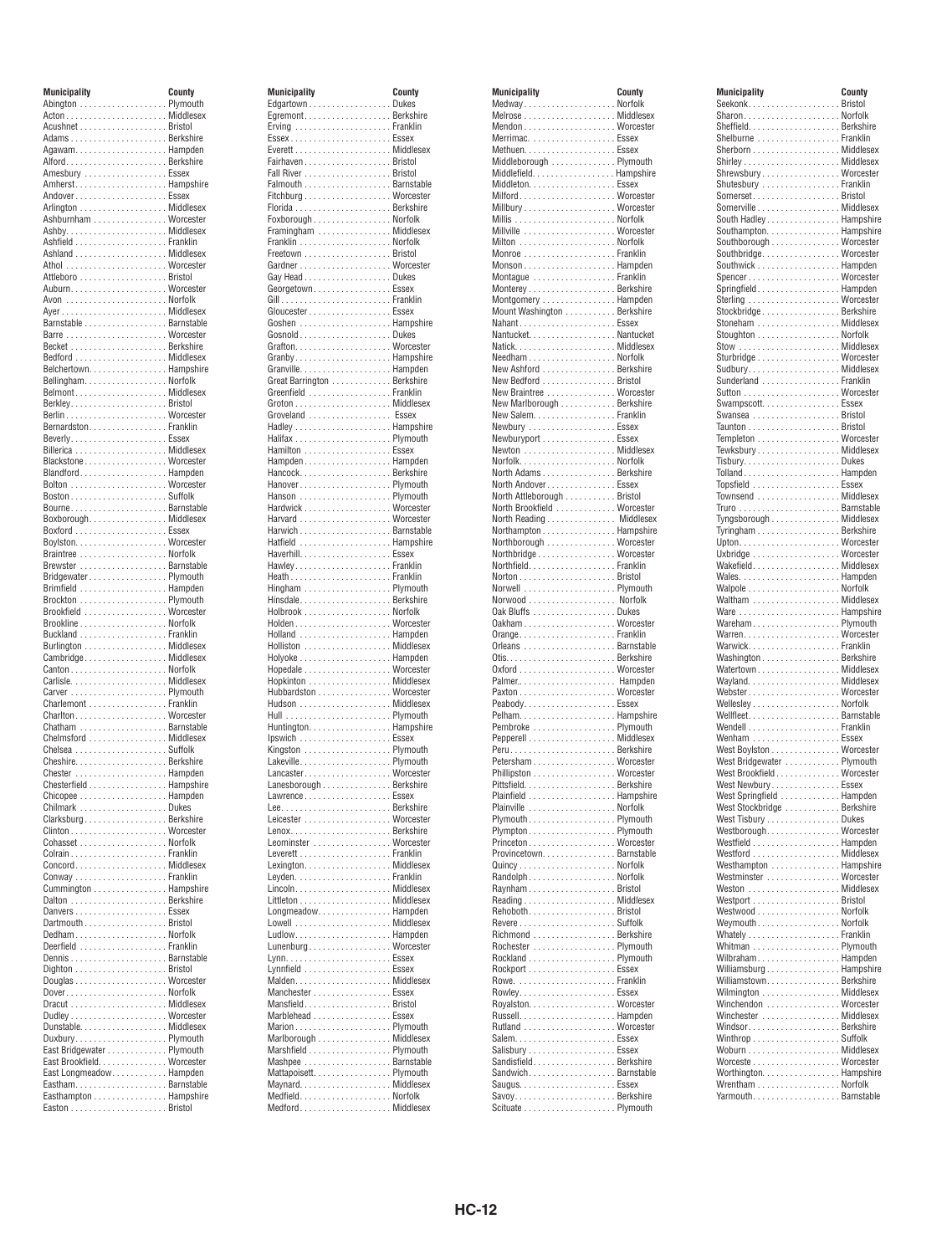| Municipality | County |
|---|---|
| Abington | Plymouth |
| Acton | Middlesex |
| Acushnet | Bristol |
| Adams | Berkshire |
| Agawam | Hampden |
| Alford | Berkshire |
| Amesbury | Essex |
| Amherst | Hampshire |
| Andover | Essex |
| Arlington | Middlesex |
| Ashburnham | Worcester |
| Ashby | Middlesex |
| Ashfield | Franklin |
| Ashland | Middlesex |
| Athol | Worcester |
| Attleboro | Bristol |
| Auburn | Worcester |
| Avon | Norfolk |
| Ayer | Middlesex |
| Barnstable | Barnstable |
| Barre | Worcester |
| Becket | Berkshire |
| Bedford | Middlesex |
| Belchertown | Hampshire |
| Bellingham | Norfolk |
| Belmont | Middlesex |
| Berkley | Bristol |
| Berlin | Worcester |
| Bernardston | Franklin |
| Beverly | Essex |
| Billerica | Middlesex |
| Blackstone | Worcester |
| Blandford | Hampden |
| Bolton | Worcester |
| Boston | Suffolk |
| Bourne | Barnstable |
| Boxborough | Middlesex |
| Boxford | Essex |
| Boylston | Worcester |
| Braintree | Norfolk |
| Brewster | Barnstable |
| Bridgewater | Plymouth |
| Brimfield | Hampden |
| Brockton | Plymouth |
| Brookfield | Worcester |
| Brookline | Norfolk |
| Buckland | Franklin |
| Burlington | Middlesex |
| Cambridge | Middlesex |
| Canton | Norfolk |
| Carlisle | Middlesex |
| Carver | Plymouth |
| Charlemont | Franklin |
| Charlton | Worcester |
| Chatham | Barnstable |
| Chelmsford | Middlesex |
| Chelsea | Suffolk |
| Cheshire | Berkshire |
| Chester | Hampden |
| Chesterfield | Hampshire |
| Chicopee | Hampden |
| Chilmark | Dukes |
| Clarksburg | Berkshire |
| Clinton | Worcester |
| Cohasset | Norfolk |
| Colrain | Franklin |
| Concord | Middlesex |
| Conway | Franklin |
| Cummington | Hampshire |
| Dalton | Berkshire |
| Danvers | Essex |
| Dartmouth | Bristol |
| Dedham | Norfolk |
| Deerfield | Franklin |
| Dennis | Barnstable |
| Dighton | Bristol |
| Douglas | Worcester |
| Dover | Norfolk |
| Dracut | Middlesex |
| Dudley | Worcester |
| Dunstable | Middlesex |
| Duxbury | Plymouth |
| East Bridgewater | Plymouth |
| East Brookfield | Worcester |
| East Longmeadow | Hampden |
| Eastham | Barnstable |
| Easthampton | Hampshire |
| Easton | Bristol |
| Edgartown | Dukes |
| Egremont | Berkshire |
| Erving | Franklin |
| Essex | Essex |
| Everett | Middlesex |
| Fairhaven | Bristol |
| Fall River | Bristol |
| Falmouth | Barnstable |
| Fitchburg | Worcester |
| Florida | Berkshire |
| Foxborough | Norfolk |
| Framingham | Middlesex |
| Franklin | Norfolk |
| Freetown | Bristol |
| Gardner | Worcester |
| Gay Head | Dukes |
| Georgetown | Essex |
| Gill | Franklin |
| Gloucester | Essex |
| Goshen | Hampshire |
| Gosnold | Dukes |
| Grafton | Worcester |
| Granby | Hampshire |
| Granville | Hampden |
| Great Barrington | Berkshire |
| Greenfield | Franklin |
| Groton | Middlesex |
| Groveland | Essex |
| Hadley | Hampshire |
| Halifax | Plymouth |
| Hamilton | Essex |
| Hampden | Hampden |
| Hancock | Berkshire |
| Hanover | Plymouth |
| Hanson | Plymouth |
| Hardwick | Worcester |
| Harvard | Worcester |
| Harwich | Barnstable |
| Hatfield | Hampshire |
| Haverhill | Essex |
| Hawley | Franklin |
| Heath | Franklin |
| Hingham | Plymouth |
| Hinsdale | Berkshire |
| Holbrook | Norfolk |
| Holden | Worcester |
| Holland | Hampden |
| Holliston | Middlesex |
| Holyoke | Hampden |
| Hopedale | Worcester |
| Hopkinton | Middlesex |
| Hubbardston | Worcester |
| Hudson | Middlesex |
| Hull | Plymouth |
| Huntington | Hampshire |
| Ipswich | Essex |
| Kingston | Plymouth |
| Lakeville | Plymouth |
| Lancaster | Worcester |
| Lanesborough | Berkshire |
| Lawrence | Essex |
| Lee | Berkshire |
| Leicester | Worcester |
| Lenox | Berkshire |
| Leominster | Worcester |
| Leverett | Franklin |
| Lexington | Middlesex |
| Leyden | Franklin |
| Lincoln | Middlesex |
| Littleton | Middlesex |
| Longmeadow | Hampden |
| Lowell | Middlesex |
| Ludlow | Hampden |
| Lunenburg | Worcester |
| Lynn | Essex |
| Lynnfield | Essex |
| Malden | Middlesex |
| Manchester | Essex |
| Mansfield | Bristol |
| Marblehead | Essex |
| Marion | Plymouth |
| Marlborough | Middlesex |
| Marshfield | Plymouth |
| Mashpee | Barnstable |
| Mattapoisett | Plymouth |
| Maynard | Middlesex |
| Medfield | Norfolk |
| Medford | Middlesex |
| Medway | Norfolk |
| Melrose | Middlesex |
| Mendon | Worcester |
| Merrimac | Essex |
| Methuen | Essex |
| Middleborough | Plymouth |
| Middlefield | Hampshire |
| Middleton | Essex |
| Milford | Worcester |
| Millbury | Worcester |
| Millis | Norfolk |
| Millville | Worcester |
| Milton | Norfolk |
| Monroe | Franklin |
| Monson | Hampden |
| Montague | Franklin |
| Monterey | Berkshire |
| Montgomery | Hampden |
| Mount Washington | Berkshire |
| Nahant | Essex |
| Nantucket | Nantucket |
| Natick | Middlesex |
| Needham | Norfolk |
| New Ashford | Berkshire |
| New Bedford | Bristol |
| New Braintree | Worcester |
| New Marlborough | Berkshire |
| New Salem | Franklin |
| Newbury | Essex |
| Newburyport | Essex |
| Newton | Middlesex |
| Norfolk | Norfolk |
| North Adams | Berkshire |
| North Andover | Essex |
| North Attleborough | Bristol |
| North Brookfield | Worcester |
| North Reading | Middlesex |
| Northampton | Hampshire |
| Northborough | Worcester |
| Northbridge | Worcester |
| Northfield | Franklin |
| Norton | Bristol |
| Norwell | Plymouth |
| Norwood | Norfolk |
| Oak Bluffs | Dukes |
| Oakham | Worcester |
| Orange | Franklin |
| Orleans | Barnstable |
| Otis | Berkshire |
| Oxford | Worcester |
| Palmer | Hampden |
| Paxton | Worcester |
| Peabody | Essex |
| Pelham | Hampshire |
| Pembroke | Plymouth |
| Pepperell | Middlesex |
| Peru | Berkshire |
| Petersham | Worcester |
| Phillipston | Worcester |
| Pittsfield | Berkshire |
| Plainfield | Hampshire |
| Plainville | Norfolk |
| Plymouth | Plymouth |
| Plympton | Plymouth |
| Princeton | Worcester |
| Provincetown | Barnstable |
| Quincy | Norfolk |
| Randolph | Norfolk |
| Raynham | Bristol |
| Reading | Middlesex |
| Rehoboth | Bristol |
| Revere | Suffolk |
| Richmond | Berkshire |
| Rochester | Plymouth |
| Rockland | Plymouth |
| Rockport | Essex |
| Rowe | Franklin |
| Rowley | Essex |
| Royalston | Worcester |
| Russell | Hampden |
| Rutland | Worcester |
| Salem | Essex |
| Salisbury | Essex |
| Sandisfield | Berkshire |
| Sandwich | Barnstable |
| Saugus | Essex |
| Savoy | Berkshire |
| Scituate | Plymouth |
| Seekonk | Bristol |
| Sharon | Norfolk |
| Sheffield | Berkshire |
| Shelburne | Franklin |
| Sherborn | Middlesex |
| Shirley | Middlesex |
| Shrewsbury | Worcester |
| Shutesbury | Franklin |
| Somerset | Bristol |
| Somerville | Middlesex |
| South Hadley | Hampshire |
| Southampton | Hampshire |
| Southborough | Worcester |
| Southbridge | Worcester |
| Southwick | Hampden |
| Spencer | Worcester |
| Springfield | Hampden |
| Sterling | Worcester |
| Stockbridge | Berkshire |
| Stoneham | Middlesex |
| Stoughton | Norfolk |
| Stow | Middlesex |
| Sturbridge | Worcester |
| Sudbury | Middlesex |
| Sunderland | Franklin |
| Sutton | Worcester |
| Swampscott | Essex |
| Swansea | Bristol |
| Taunton | Bristol |
| Templeton | Worcester |
| Tewksbury | Middlesex |
| Tisbury | Dukes |
| Tolland | Hampden |
| Topsfield | Essex |
| Townsend | Middlesex |
| Truro | Barnstable |
| Tyngsborough | Middlesex |
| Tyringham | Berkshire |
| Upton | Worcester |
| Uxbridge | Worcester |
| Wakefield | Middlesex |
| Wales | Hampden |
| Walpole | Norfolk |
| Waltham | Middlesex |
| Ware | Hampshire |
| Wareham | Plymouth |
| Warren | Worcester |
| Warwick | Franklin |
| Washington | Berkshire |
| Watertown | Middlesex |
| Wayland | Middlesex |
| Webster | Worcester |
| Wellesley | Norfolk |
| Wellfleet | Barnstable |
| Wendell | Franklin |
| Wenham | Essex |
| West Boylston | Worcester |
| West Bridgewater | Plymouth |
| West Brookfield | Worcester |
| West Newbury | Essex |
| West Springfield | Hampden |
| West Stockbridge | Berkshire |
| West Tisbury | Dukes |
| Westborough | Worcester |
| Westfield | Hampden |
| Westford | Middlesex |
| Westhampton | Hampshire |
| Westminster | Worcester |
| Weston | Middlesex |
| Westport | Bristol |
| Westwood | Norfolk |
| Weymouth | Norfolk |
| Whately | Franklin |
| Whitman | Plymouth |
| Wilbraham | Hampden |
| Williamsburg | Hampshire |
| Williamstown | Berkshire |
| Wilmington | Middlesex |
| Winchendon | Worcester |
| Winchester | Middlesex |
| Windsor | Berkshire |
| Winthrop | Suffolk |
| Woburn | Middlesex |
| Worceste | Worcester |
| Worthington | Hampshire |
| Wrentham | Norfolk |
| Yarmouth | Barnstable |